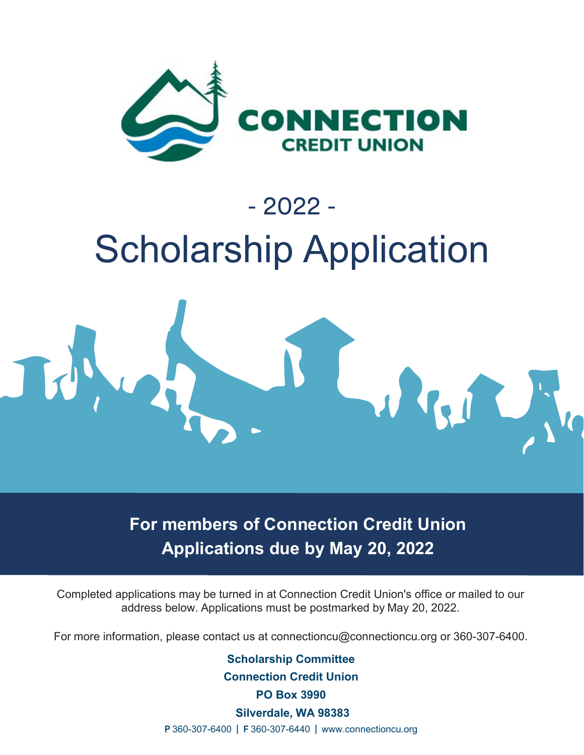**CONNECTION**
**CREDIT UNION**

# - 2022 -
# Scholarship Application

**For members of Connection Credit Union**
**Applications due by May 20, 2022**

Completed applications may be turned in at Connection Credit Union's office or mailed to our address below. Applications must be postmarked by May 20, 2022.

For more information, please contact us at connectioncu@connectioncu.org or 360-307-6400.

**Scholarship Committee**
**Connection Credit Union**
**PO Box 3990**
**Silverdale, WA 98383**

**P** 360-307-6400 | **F** 360-307-6440 | www.connectioncu.org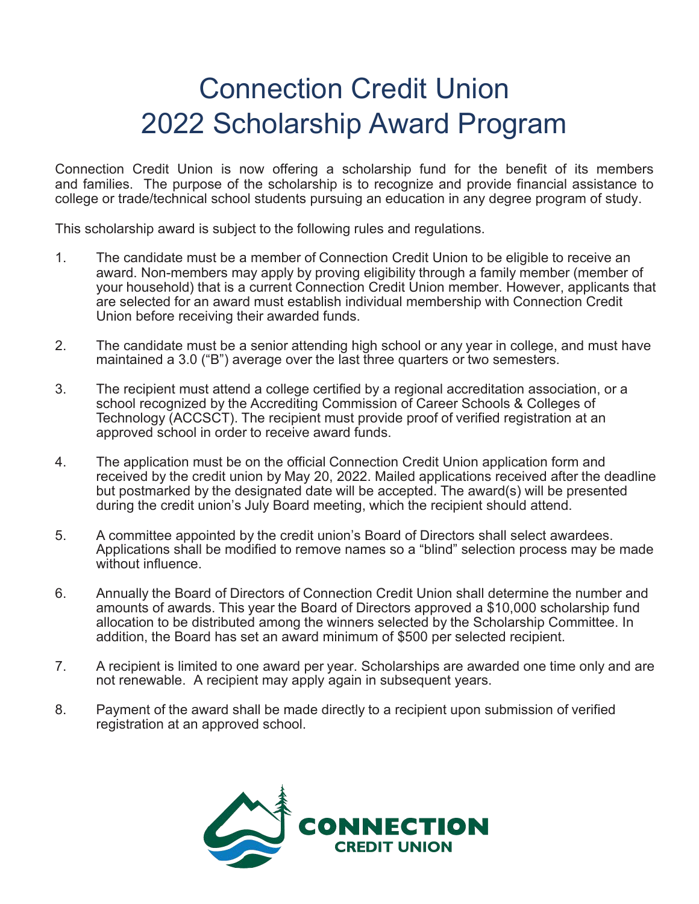# Connection Credit Union
# 2022 Scholarship Award Program

Connection Credit Union is now offering a scholarship fund for the benefit of its members and families. The purpose of the scholarship is to recognize and provide financial assistance to college or trade/technical school students pursuing an education in any degree program of study.

This scholarship award is subject to the following rules and regulations.

1. The candidate must be a member of Connection Credit Union to be eligible to receive an award. Non-members may apply by proving eligibility through a family member (member of your household) that is a current Connection Credit Union member. However, applicants that are selected for an award must establish individual membership with Connection Credit Union before receiving their awarded funds.

2. The candidate must be a senior attending high school or any year in college, and must have maintained a 3.0 ("B") average over the last three quarters or two semesters.

3. The recipient must attend a college certified by a regional accreditation association, or a school recognized by the Accrediting Commission of Career Schools & Colleges of Technology (ACCSCT). The recipient must provide proof of verified registration at an approved school in order to receive award funds.

4. The application must be on the official Connection Credit Union application form and received by the credit union by May 20, 2022. Mailed applications received after the deadline but postmarked by the designated date will be accepted. The award(s) will be presented during the credit union's July Board meeting, which the recipient should attend.

5. A committee appointed by the credit union's Board of Directors shall select awardees. Applications shall be modified to remove names so a "blind" selection process may be made without influence.

6. Annually the Board of Directors of Connection Credit Union shall determine the number and amounts of awards. This year the Board of Directors approved a $10,000 scholarship fund allocation to be distributed among the winners selected by the Scholarship Committee. In addition, the Board has set an award minimum of $500 per selected recipient.

7. A recipient is limited to one award per year. Scholarships are awarded one time only and are not renewable. A recipient may apply again in subsequent years.

8. Payment of the award shall be made directly to a recipient upon submission of verified registration at an approved school.

CONNECTION CREDIT UNION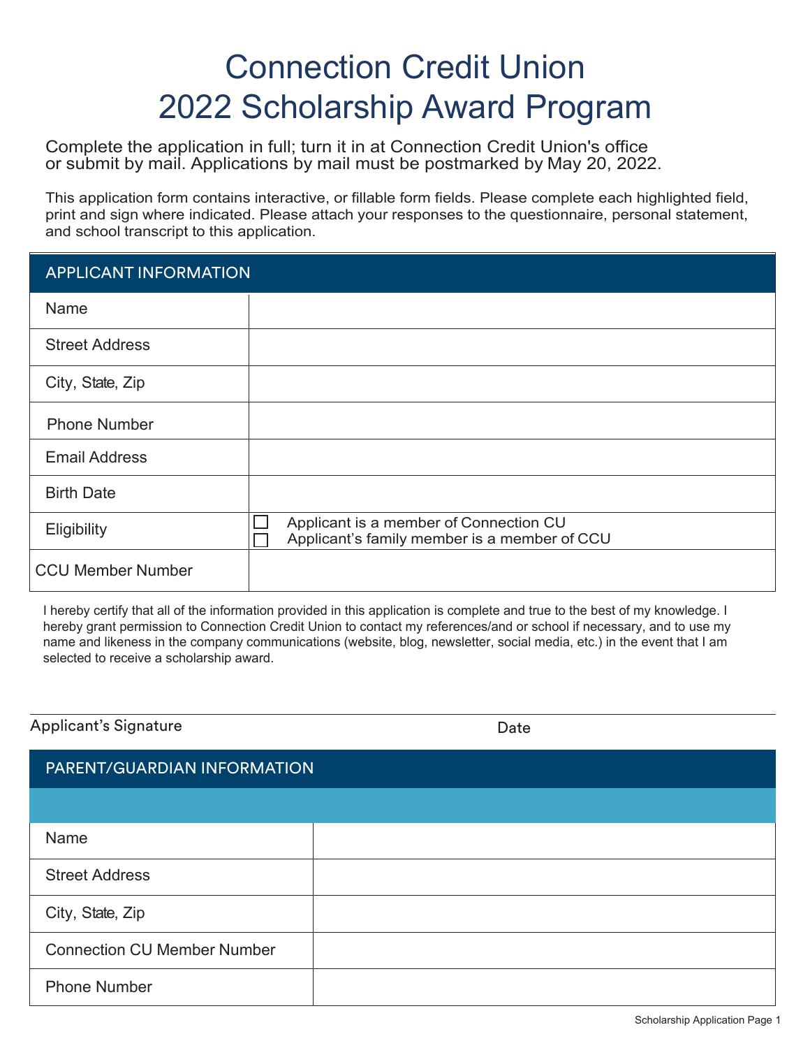# Connection Credit Union 2022 Scholarship Award Program

Complete the application in full; turn it in at Connection Credit Union's office or submit by mail. Applications by mail must be postmarked by May 20, 2022.

This application form contains interactive, or fillable form fields. Please complete each highlighted field, print and sign where indicated. Please attach your responses to the questionnaire, personal statement, and school transcript to this application.

| APPLICANT INFORMATION | |
|---|---|
| Name | |
| Street Address | |
| City, State, Zip | |
| Phone Number | |
| Email Address | |
| Birth Date | |
| Eligibility | ☐ Applicant is a member of Connection CU<br>☐ Applicant's family member is a member of CCU |
| CCU Member Number | |

I hereby certify that all of the information provided in this application is complete and true to the best of my knowledge. I hereby grant permission to Connection Credit Union to contact my references/and or school if necessary, and to use my name and likeness in the company communications (website, blog, newsletter, social media, etc.) in the event that I am selected to receive a scholarship award.

Applicant's Signature _______________________ Date _______________

| PARENT/GUARDIAN INFORMATION | |
|---|---|
| Name | |
| Street Address | |
| City, State, Zip | |
| Connection CU Member Number | |
| Phone Number | |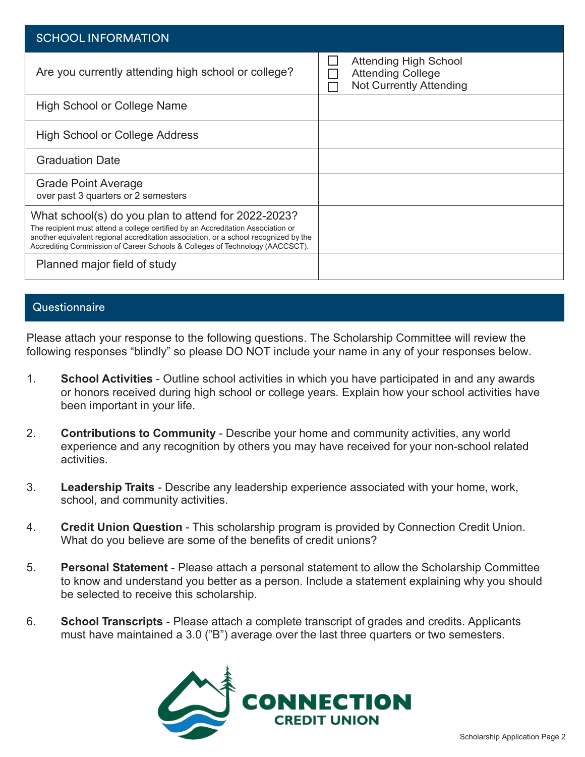## SCHOOL INFORMATION

| | |
|---|---|
| Are you currently attending high school or college? | ☐ Attending High School<br>☐ Attending College<br>☐ Not Currently Attending |
| High School or College Name | |
| High School or College Address | |
| Graduation Date | |
| Grade Point Average<br>over past 3 quarters or 2 semesters | |
| What school(s) do you plan to attend for 2022-2023?<br>The recipient must attend a college certified by an Accreditation Association or another equivalent regional accreditation association, or a school recognized by the Accrediting Commission of Career Schools & Colleges of Technology (AACCSCT). | |
| Planned major field of study | |

## Questionnaire

Please attach your response to the following questions. The Scholarship Committee will review the following responses "blindly" so please DO NOT include your name in any of your responses below.

1. **School Activities** - Outline school activities in which you have participated in and any awards or honors received during high school or college years. Explain how your school activities have been important in your life.

2. **Contributions to Community** - Describe your home and community activities, any world experience and any recognition by others you may have received for your non-school related activities.

3. **Leadership Traits** - Describe any leadership experience associated with your home, work, school, and community activities.

4. **Credit Union Question** - This scholarship program is provided by Connection Credit Union. What do you believe are some of the benefits of credit unions?

5. **Personal Statement** - Please attach a personal statement to allow the Scholarship Committee to know and understand you better as a person. Include a statement explaining why you should be selected to receive this scholarship.

6. **School Transcripts** - Please attach a complete transcript of grades and credits. Applicants must have maintained a 3.0 ("B") average over the last three quarters or two semesters.

CONNECTION CREDIT UNION